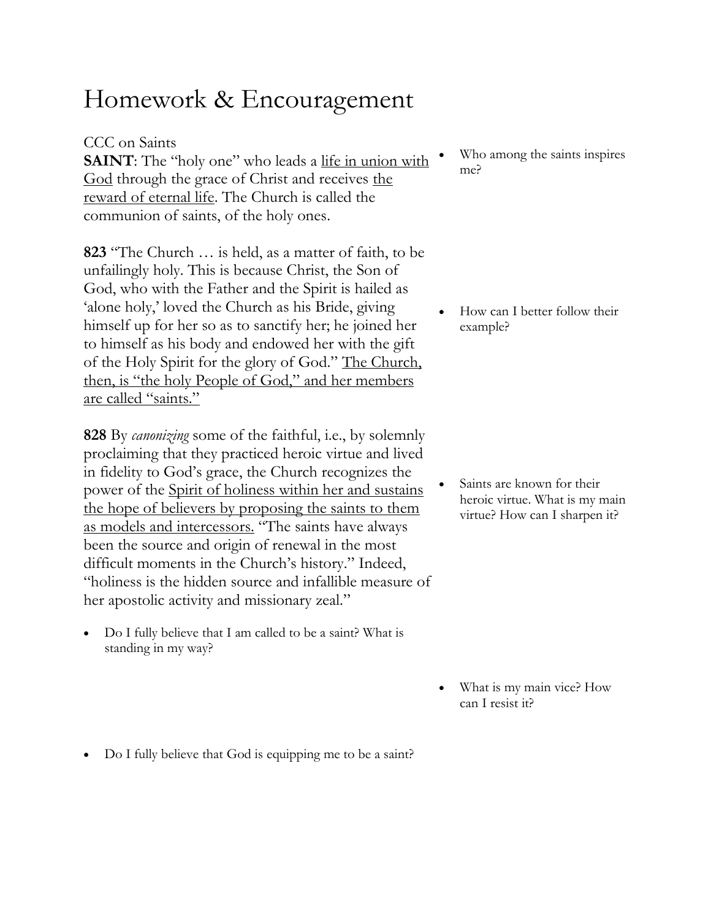# Homework & Encouragement

CCC on Saints

**SAINT**: The "holy one" who leads a <u>life in union with God</u> through the grace of Christ and receives <u>the reward of eternal life</u>. The Church is called the communion of saints, of the holy ones.

**823** "The Church … is held, as a matter of faith, to be unfailingly holy. This is because Christ, the Son of God, who with the Father and the Spirit is hailed as 'alone holy,' loved the Church as his Bride, giving himself up for her so as to sanctify her; he joined her to himself as his body and endowed her with the gift of the Holy Spirit for the glory of God." <u>The Church, then, is "the holy People of God," and her members are called "saints."</u>

**828** By *canonizing* some of the faithful, i.e., by solemnly proclaiming that they practiced heroic virtue and lived in fidelity to God's grace, the Church recognizes the power of the <u>Spirit of holiness within her and sustains the hope of believers by proposing the saints to them as models and intercessors.</u> "The saints have always been the source and origin of renewal in the most difficult moments in the Church's history." Indeed, "holiness is the hidden source and infallible measure of her apostolic activity and missionary zeal."

- Do I fully believe that I am called to be a saint? What is standing in my way?

- Do I fully believe that God is equipping me to be a saint?

- Who among the saints inspires me?

- How can I better follow their example?

- Saints are known for their heroic virtue. What is my main virtue? How can I sharpen it?

- What is my main vice? How can I resist it?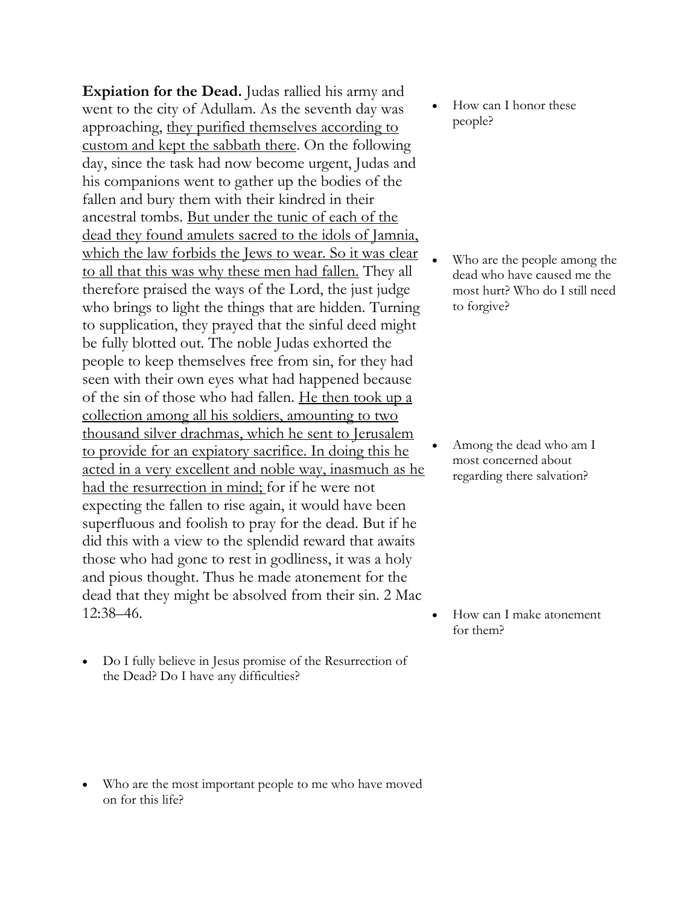**Expiation for the Dead.** Judas rallied his army and went to the city of Adullam. As the seventh day was approaching, <u>they purified themselves according to custom and kept the sabbath there</u>. On the following day, since the task had now become urgent, Judas and his companions went to gather up the bodies of the fallen and bury them with their kindred in their ancestral tombs. <u>But under the tunic of each of the dead they found amulets sacred to the idols of Jamnia, which the law forbids the Jews to wear. So it was clear to all that this was why these men had fallen.</u> They all therefore praised the ways of the Lord, the just judge who brings to light the things that are hidden. Turning to supplication, they prayed that the sinful deed might be fully blotted out. The noble Judas exhorted the people to keep themselves free from sin, for they had seen with their own eyes what had happened because of the sin of those who had fallen. <u>He then took up a collection among all his soldiers, amounting to two thousand silver drachmas, which he sent to Jerusalem to provide for an expiatory sacrifice. In doing this he acted in a very excellent and noble way, inasmuch as he had the resurrection in mind;</u> for if he were not expecting the fallen to rise again, it would have been superfluous and foolish to pray for the dead. But if he did this with a view to the splendid reward that awaits those who had gone to rest in godliness, it was a holy and pious thought. Thus he made atonement for the dead that they might be absolved from their sin. 2 Mac 12:38–46.

- Do I fully believe in Jesus promise of the Resurrection of the Dead? Do I have any difficulties?

- Who are the most important people to me who have moved on for this life?

- How can I honor these people?

- Who are the people among the dead who have caused me the most hurt? Who do I still need to forgive?

- Among the dead who am I most concerned about regarding there salvation?

- How can I make atonement for them?